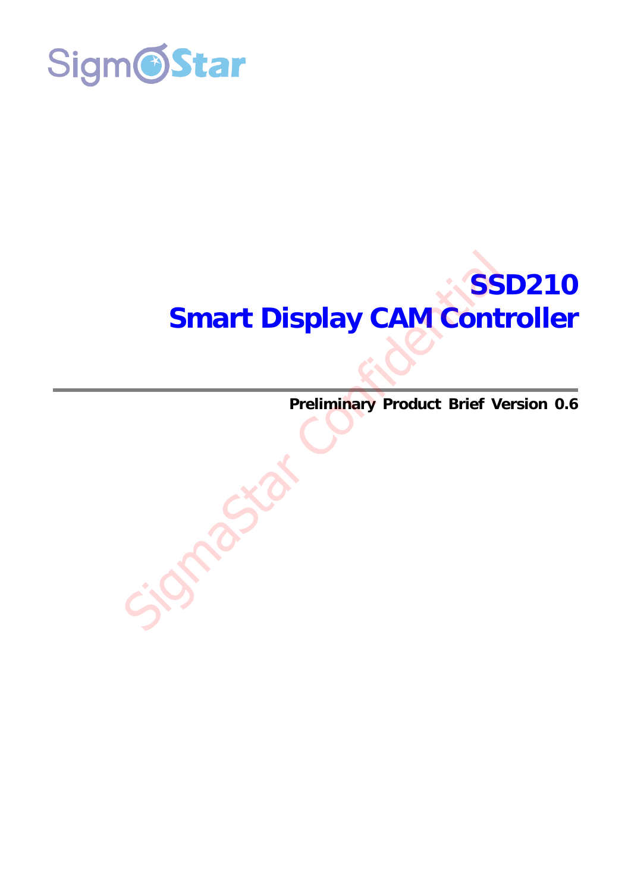# SSD210
# Smart Display CAM Controller

**Preliminary Product Brief Version 0.6**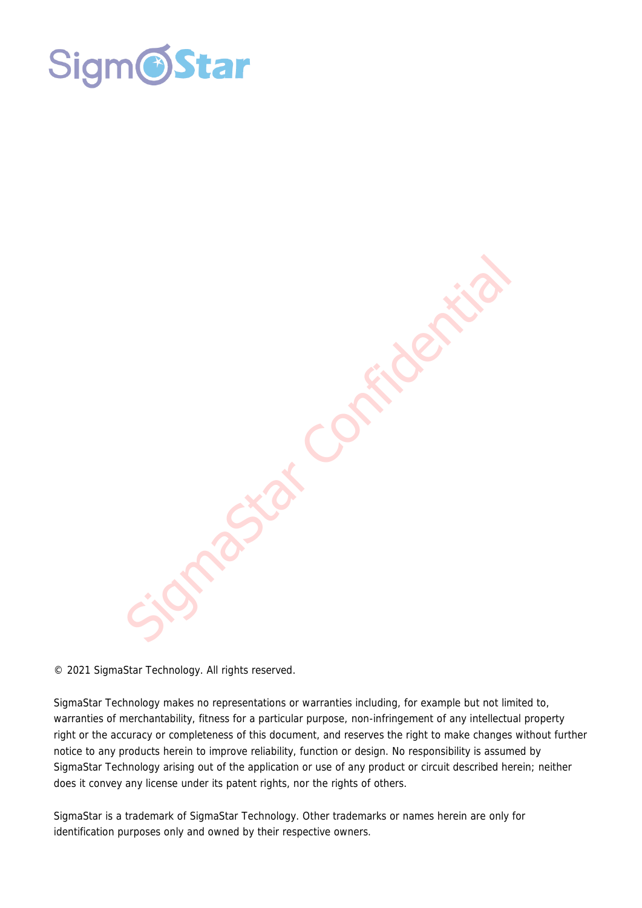© 2021 SigmaStar Technology. All rights reserved.

SigmaStar Technology makes no representations or warranties including, for example but not limited to, warranties of merchantability, fitness for a particular purpose, non-infringement of any intellectual property right or the accuracy or completeness of this document, and reserves the right to make changes without further notice to any products herein to improve reliability, function or design. No responsibility is assumed by SigmaStar Technology arising out of the application or use of any product or circuit described herein; neither does it convey any license under its patent rights, nor the rights of others.

SigmaStar is a trademark of SigmaStar Technology. Other trademarks or names herein are only for identification purposes only and owned by their respective owners.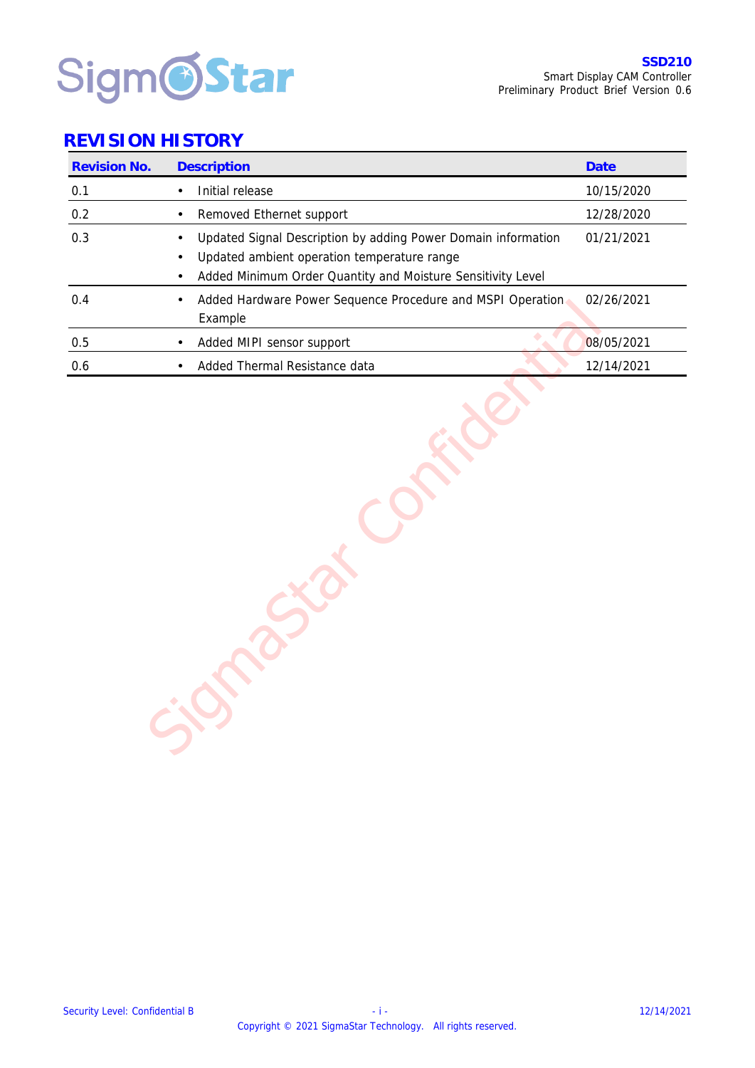## REVISION HISTORY

| Revision No. | Description | Date |
|---|---|---|
| 0.1 | • Initial release | 10/15/2020 |
| 0.2 | • Removed Ethernet support | 12/28/2020 |
| 0.3 | • Updated Signal Description by adding Power Domain information<br>• Updated ambient operation temperature range<br>• Added Minimum Order Quantity and Moisture Sensitivity Level | 01/21/2021 |
| 0.4 | • Added Hardware Power Sequence Procedure and MSPI Operation Example | 02/26/2021 |
| 0.5 | • Added MIPI sensor support | 08/05/2021 |
| 0.6 | • Added Thermal Resistance data | 12/14/2021 |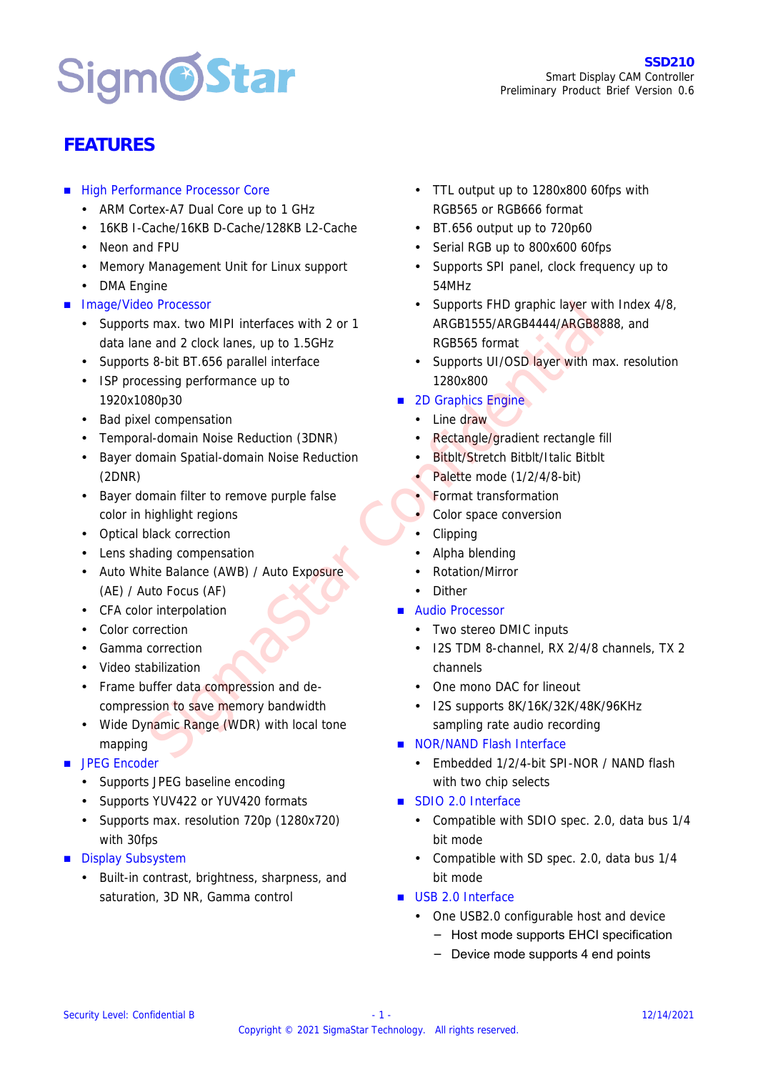# FEATURES

- High Performance Processor Core
  - ARM Cortex-A7 Dual Core up to 1 GHz
  - 16KB I-Cache/16KB D-Cache/128KB L2-Cache
  - Neon and FPU
  - Memory Management Unit for Linux support
  - DMA Engine
- Image/Video Processor
  - Supports max. two MIPI interfaces with 2 or 1 data lane and 2 clock lanes, up to 1.5GHz
  - Supports 8-bit BT.656 parallel interface
  - ISP processing performance up to 1920x1080p30
  - Bad pixel compensation
  - Temporal-domain Noise Reduction (3DNR)
  - Bayer domain Spatial-domain Noise Reduction (2DNR)
  - Bayer domain filter to remove purple false color in highlight regions
  - Optical black correction
  - Lens shading compensation
  - Auto White Balance (AWB) / Auto Exposure (AE) / Auto Focus (AF)
  - CFA color interpolation
  - Color correction
  - Gamma correction
  - Video stabilization
  - Frame buffer data compression and de-compression to save memory bandwidth
  - Wide Dynamic Range (WDR) with local tone mapping
- JPEG Encoder
  - Supports JPEG baseline encoding
  - Supports YUV422 or YUV420 formats
  - Supports max. resolution 720p (1280x720) with 30fps
- Display Subsystem
  - Built-in contrast, brightness, sharpness, and saturation, 3D NR, Gamma control
  - TTL output up to 1280x800 60fps with RGB565 or RGB666 format
  - BT.656 output up to 720p60
  - Serial RGB up to 800x600 60fps
  - Supports SPI panel, clock frequency up to 54MHz
  - Supports FHD graphic layer with Index 4/8, ARGB1555/ARGB4444/ARGB8888, and RGB565 format
  - Supports UI/OSD layer with max. resolution 1280x800
- 2D Graphics Engine
  - Line draw
  - Rectangle/gradient rectangle fill
  - Bitblt/Stretch Bitblt/Italic Bitblt
  - Palette mode (1/2/4/8-bit)
  - Format transformation
  - Color space conversion
  - Clipping
  - Alpha blending
  - Rotation/Mirror
  - Dither
- Audio Processor
  - Two stereo DMIC inputs
  - I2S TDM 8-channel, RX 2/4/8 channels, TX 2 channels
  - One mono DAC for lineout
  - I2S supports 8K/16K/32K/48K/96KHz sampling rate audio recording
- NOR/NAND Flash Interface
  - Embedded 1/2/4-bit SPI-NOR / NAND flash with two chip selects
- SDIO 2.0 Interface
  - Compatible with SDIO spec. 2.0, data bus 1/4 bit mode
  - Compatible with SD spec. 2.0, data bus 1/4 bit mode
- USB 2.0 Interface
  - One USB2.0 configurable host and device
    - Host mode supports EHCI specification
    - Device mode supports 4 end points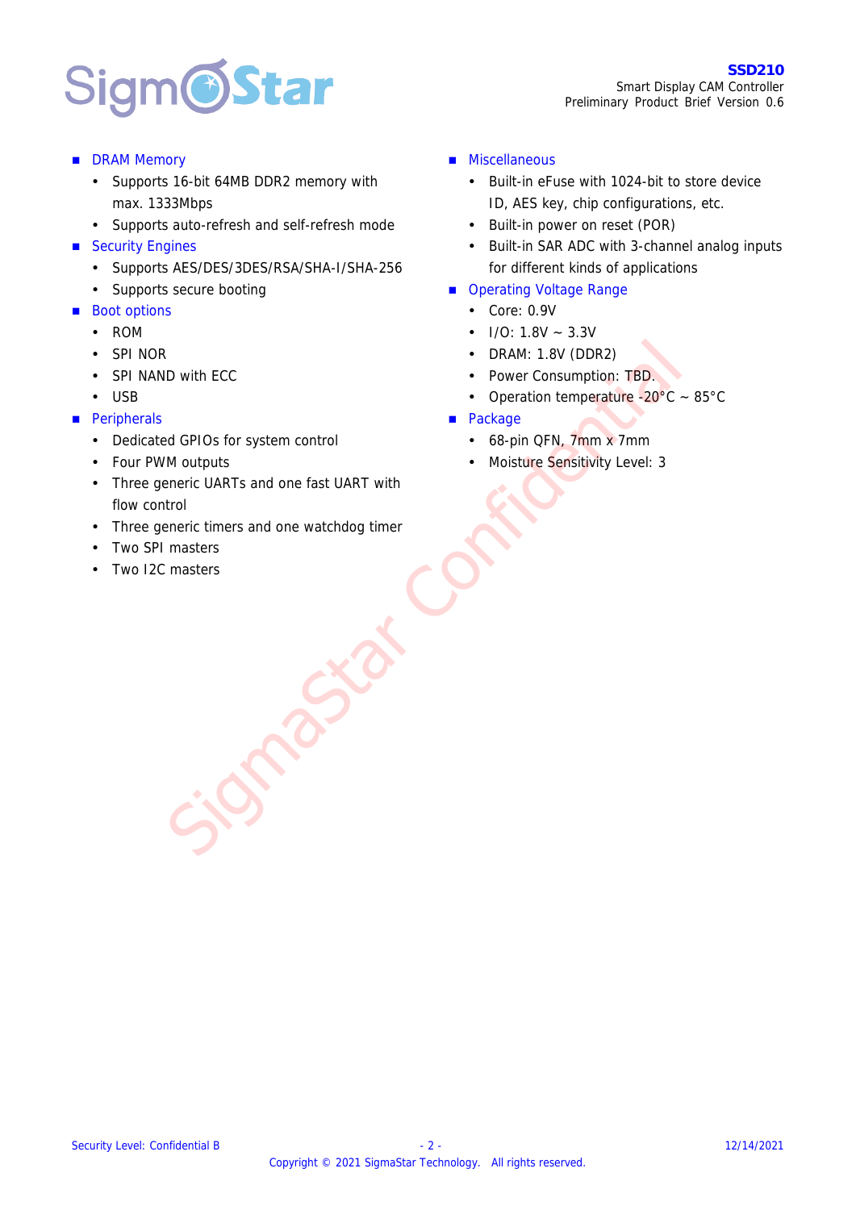- **DRAM Memory**
  - Supports 16-bit 64MB DDR2 memory with max. 1333Mbps
  - Supports auto-refresh and self-refresh mode
- **Security Engines**
  - Supports AES/DES/3DES/RSA/SHA-I/SHA-256
  - Supports secure booting
- **Boot options**
  - ROM
  - SPI NOR
  - SPI NAND with ECC
  - USB
- **Peripherals**
  - Dedicated GPIOs for system control
  - Four PWM outputs
  - Three generic UARTs and one fast UART with flow control
  - Three generic timers and one watchdog timer
  - Two SPI masters
  - Two I2C masters
- **Miscellaneous**
  - Built-in eFuse with 1024-bit to store device ID, AES key, chip configurations, etc.
  - Built-in power on reset (POR)
  - Built-in SAR ADC with 3-channel analog inputs for different kinds of applications
- **Operating Voltage Range**
  - Core: 0.9V
  - I/O: 1.8V ~ 3.3V
  - DRAM: 1.8V (DDR2)
  - Power Consumption: TBD.
  - Operation temperature -20°C ~ 85°C
- **Package**
  - 68-pin QFN, 7mm x 7mm
  - Moisture Sensitivity Level: 3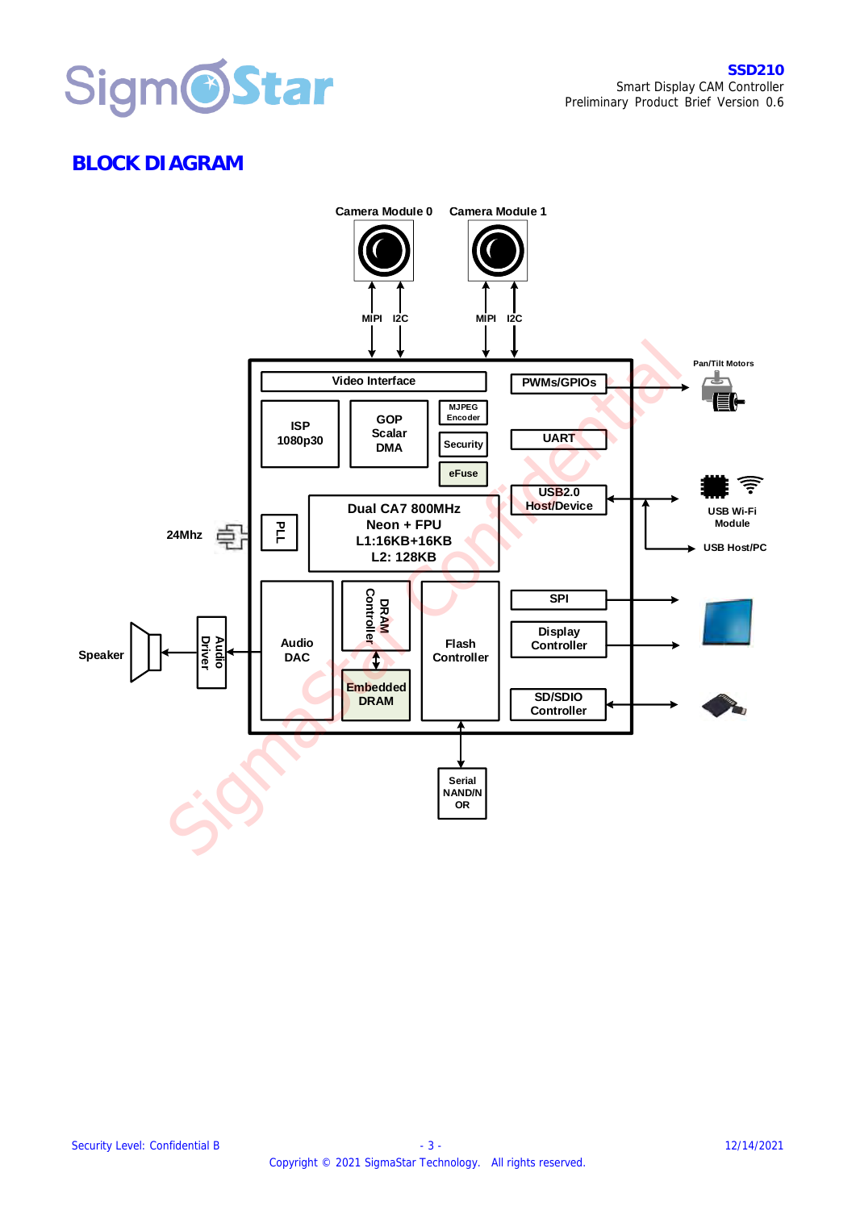# BLOCK DIAGRAM

Camera Module 0 | Camera Module 1

MIPI | I2C | MIPI | I2C

Video Interface

ISP 1080p30

GOP Scalar DMA

MJPEG Encoder

Security

eFuse

PWMs/GPIOs — Pan/Tilt Motors

UART

USB2.0 Host/Device — USB Wi-Fi Module, USB Host/PC

24Mhz — PLL

Dual CA7 800MHz
Neon + FPU
L1:16KB+16KB
L2: 128KB

Speaker — Audio Driver — Audio DAC

DRAM Controller

Embedded DRAM

Flash Controller — Serial NAND/NOR

SPI

Display Controller

SD/SDIO Controller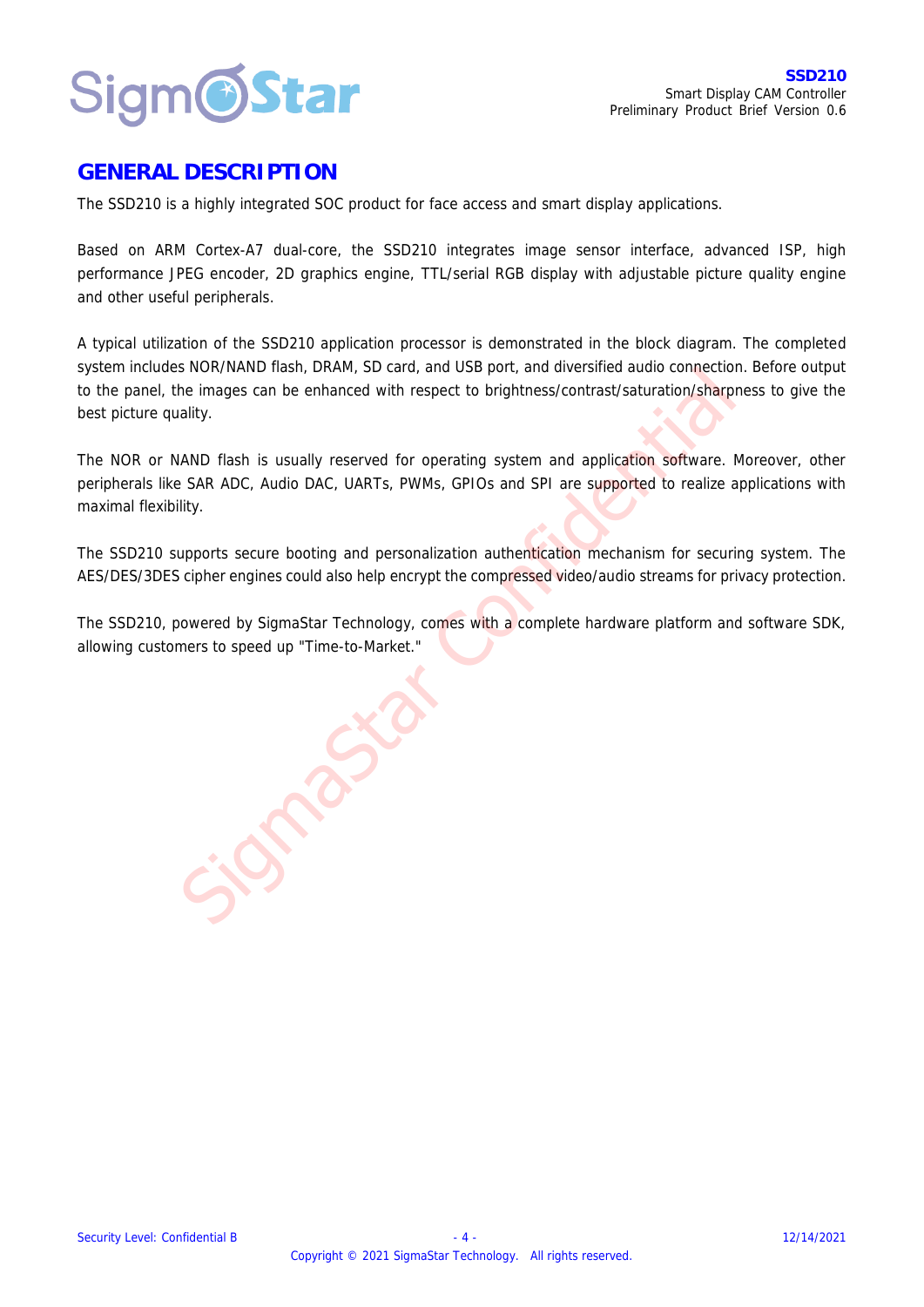# GENERAL DESCRIPTION

The SSD210 is a highly integrated SOC product for face access and smart display applications.

Based on ARM Cortex-A7 dual-core, the SSD210 integrates image sensor interface, advanced ISP, high performance JPEG encoder, 2D graphics engine, TTL/serial RGB display with adjustable picture quality engine and other useful peripherals.

A typical utilization of the SSD210 application processor is demonstrated in the block diagram. The completed system includes NOR/NAND flash, DRAM, SD card, and USB port, and diversified audio connection. Before output to the panel, the images can be enhanced with respect to brightness/contrast/saturation/sharpness to give the best picture quality.

The NOR or NAND flash is usually reserved for operating system and application software. Moreover, other peripherals like SAR ADC, Audio DAC, UARTs, PWMs, GPIOs and SPI are supported to realize applications with maximal flexibility.

The SSD210 supports secure booting and personalization authentication mechanism for securing system. The AES/DES/3DES cipher engines could also help encrypt the compressed video/audio streams for privacy protection.

The SSD210, powered by SigmaStar Technology, comes with a complete hardware platform and software SDK, allowing customers to speed up "Time-to-Market."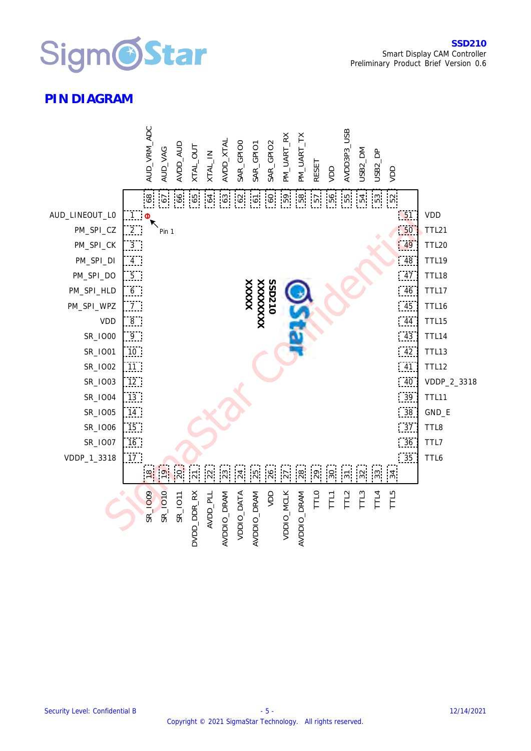## PIN DIAGRAM

| Pin | Name | Pin | Name |
|---|---|---|---|
| 1 | AUD_LINEOUT_L0 | 35 | TTL6 |
| 2 | PM_SPI_CZ | 36 | TTL7 |
| 3 | PM_SPI_CK | 37 | TTL8 |
| 4 | PM_SPI_DI | 38 | GND_E |
| 5 | PM_SPI_DO | 39 | TTL11 |
| 6 | PM_SPI_HLD | 40 | VDDP_2_3318 |
| 7 | PM_SPI_WPZ | 41 | TTL12 |
| 8 | VDD | 42 | TTL13 |
| 9 | SR_IO00 | 43 | TTL14 |
| 10 | SR_IO01 | 44 | TTL15 |
| 11 | SR_IO02 | 45 | TTL16 |
| 12 | SR_IO03 | 46 | TTL17 |
| 13 | SR_IO04 | 47 | TTL18 |
| 14 | SR_IO05 | 48 | TTL19 |
| 15 | SR_IO06 | 49 | TTL20 |
| 16 | SR_IO07 | 50 | TTL21 |
| 17 | VDDP_1_3318 | 51 | VDD |
| 18 | SR_IO09 | 52 | VDD |
| 19 | SR_IO10 | 53 | USB2_DP |
| 20 | SR_IO11 | 54 | USB2_DM |
| 21 | DVDD_DDR_RX | 55 | AVDD3P3_USB |
| 22 | AVDD_PLL | 56 | VDD |
| 23 | AVDDIO_DRAM | 57 | RESET |
| 24 | VDDIO_DATA | 58 | PM_UART_TX |
| 25 | AVDDIO_DRAM | 59 | PM_UART_RX |
| 26 | VDD | 60 | SAR_GPIO2 |
| 27 | VDDIO_MCLK | 61 | SAR_GPIO1 |
| 28 | AVDDIO_DRAM | 62 | SAR_GPIO0 |
| 29 | TTL0 | 63 | AVDD_XTAL |
| 30 | TTL1 | 64 | XTAL_IN |
| 31 | TTL2 | 65 | XTAL_OUT |
| 32 | TTL3 | 66 | AVDD_AUD |
| 33 | TTL4 | 67 | AUD_VAG |
| 34 | TTL5 | 68 | AUD_VRM_ADC |

Pin 1

SSD210
XXXXXXX
XXXXX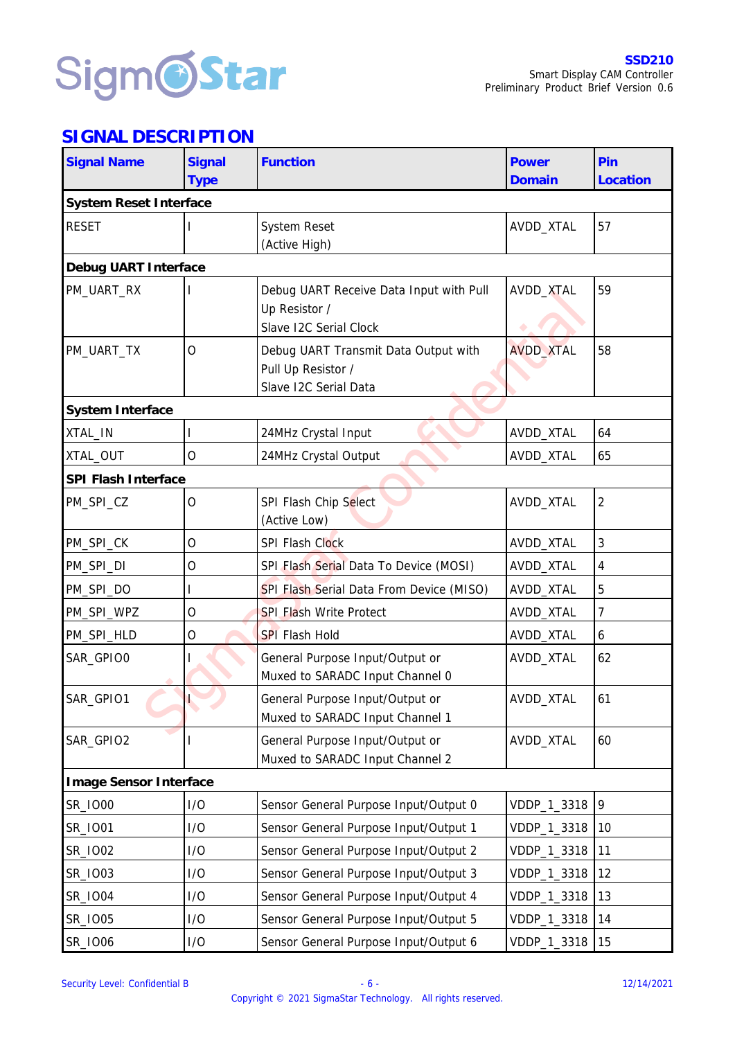## SIGNAL DESCRIPTION

| Signal Name | Signal Type | Function | Power Domain | Pin Location |
|---|---|---|---|---|
| **System Reset Interface** | | | | |
| RESET | I | System Reset (Active High) | AVDD_XTAL | 57 |
| **Debug UART Interface** | | | | |
| PM_UART_RX | I | Debug UART Receive Data Input with Pull Up Resistor / Slave I2C Serial Clock | AVDD_XTAL | 59 |
| PM_UART_TX | O | Debug UART Transmit Data Output with Pull Up Resistor / Slave I2C Serial Data | AVDD_XTAL | 58 |
| **System Interface** | | | | |
| XTAL_IN | I | 24MHz Crystal Input | AVDD_XTAL | 64 |
| XTAL_OUT | O | 24MHz Crystal Output | AVDD_XTAL | 65 |
| **SPI Flash Interface** | | | | |
| PM_SPI_CZ | O | SPI Flash Chip Select (Active Low) | AVDD_XTAL | 2 |
| PM_SPI_CK | O | SPI Flash Clock | AVDD_XTAL | 3 |
| PM_SPI_DI | O | SPI Flash Serial Data To Device (MOSI) | AVDD_XTAL | 4 |
| PM_SPI_DO | I | SPI Flash Serial Data From Device (MISO) | AVDD_XTAL | 5 |
| PM_SPI_WPZ | O | SPI Flash Write Protect | AVDD_XTAL | 7 |
| PM_SPI_HLD | O | SPI Flash Hold | AVDD_XTAL | 6 |
| SAR_GPIO0 | I | General Purpose Input/Output or Muxed to SARADC Input Channel 0 | AVDD_XTAL | 62 |
| SAR_GPIO1 | I | General Purpose Input/Output or Muxed to SARADC Input Channel 1 | AVDD_XTAL | 61 |
| SAR_GPIO2 | I | General Purpose Input/Output or Muxed to SARADC Input Channel 2 | AVDD_XTAL | 60 |
| **Image Sensor Interface** | | | | |
| SR_IO00 | I/O | Sensor General Purpose Input/Output 0 | VDDP_1_3318 | 9 |
| SR_IO01 | I/O | Sensor General Purpose Input/Output 1 | VDDP_1_3318 | 10 |
| SR_IO02 | I/O | Sensor General Purpose Input/Output 2 | VDDP_1_3318 | 11 |
| SR_IO03 | I/O | Sensor General Purpose Input/Output 3 | VDDP_1_3318 | 12 |
| SR_IO04 | I/O | Sensor General Purpose Input/Output 4 | VDDP_1_3318 | 13 |
| SR_IO05 | I/O | Sensor General Purpose Input/Output 5 | VDDP_1_3318 | 14 |
| SR_IO06 | I/O | Sensor General Purpose Input/Output 6 | VDDP_1_3318 | 15 |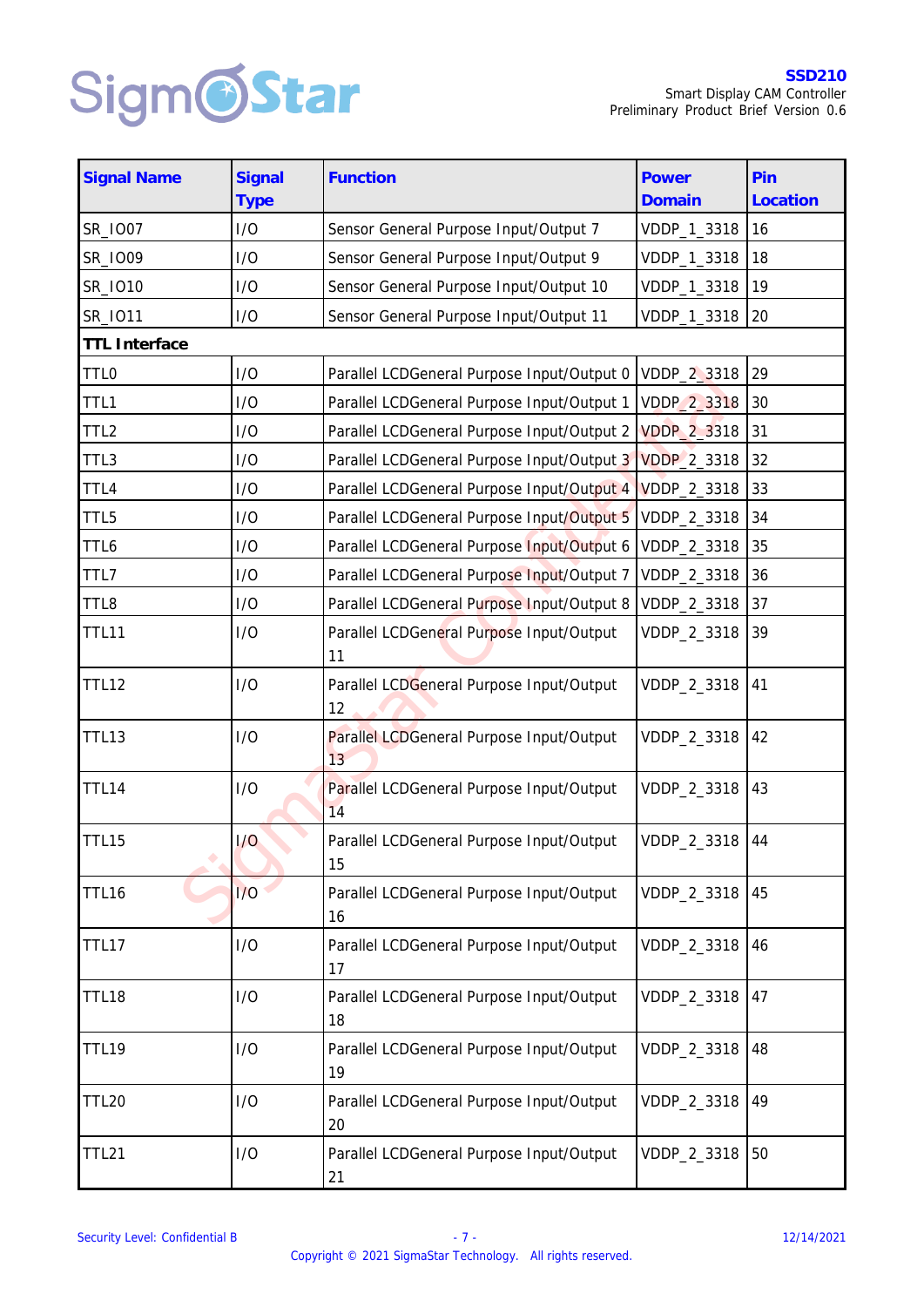| Signal Name | Signal Type | Function | Power Domain | Pin Location |
|---|---|---|---|---|
| SR_IO07 | I/O | Sensor General Purpose Input/Output 7 | VDDP_1_3318 | 16 |
| SR_IO09 | I/O | Sensor General Purpose Input/Output 9 | VDDP_1_3318 | 18 |
| SR_IO10 | I/O | Sensor General Purpose Input/Output 10 | VDDP_1_3318 | 19 |
| SR_IO11 | I/O | Sensor General Purpose Input/Output 11 | VDDP_1_3318 | 20 |
| **TTL Interface** | | | | |
| TTL0 | I/O | Parallel LCDGeneral Purpose Input/Output 0 | VDDP_2_3318 | 29 |
| TTL1 | I/O | Parallel LCDGeneral Purpose Input/Output 1 | VDDP_2_3318 | 30 |
| TTL2 | I/O | Parallel LCDGeneral Purpose Input/Output 2 | VDDP_2_3318 | 31 |
| TTL3 | I/O | Parallel LCDGeneral Purpose Input/Output 3 | VDDP_2_3318 | 32 |
| TTL4 | I/O | Parallel LCDGeneral Purpose Input/Output 4 | VDDP_2_3318 | 33 |
| TTL5 | I/O | Parallel LCDGeneral Purpose Input/Output 5 | VDDP_2_3318 | 34 |
| TTL6 | I/O | Parallel LCDGeneral Purpose Input/Output 6 | VDDP_2_3318 | 35 |
| TTL7 | I/O | Parallel LCDGeneral Purpose Input/Output 7 | VDDP_2_3318 | 36 |
| TTL8 | I/O | Parallel LCDGeneral Purpose Input/Output 8 | VDDP_2_3318 | 37 |
| TTL11 | I/O | Parallel LCDGeneral Purpose Input/Output 11 | VDDP_2_3318 | 39 |
| TTL12 | I/O | Parallel LCDGeneral Purpose Input/Output 12 | VDDP_2_3318 | 41 |
| TTL13 | I/O | Parallel LCDGeneral Purpose Input/Output 13 | VDDP_2_3318 | 42 |
| TTL14 | I/O | Parallel LCDGeneral Purpose Input/Output 14 | VDDP_2_3318 | 43 |
| TTL15 | I/O | Parallel LCDGeneral Purpose Input/Output 15 | VDDP_2_3318 | 44 |
| TTL16 | I/O | Parallel LCDGeneral Purpose Input/Output 16 | VDDP_2_3318 | 45 |
| TTL17 | I/O | Parallel LCDGeneral Purpose Input/Output 17 | VDDP_2_3318 | 46 |
| TTL18 | I/O | Parallel LCDGeneral Purpose Input/Output 18 | VDDP_2_3318 | 47 |
| TTL19 | I/O | Parallel LCDGeneral Purpose Input/Output 19 | VDDP_2_3318 | 48 |
| TTL20 | I/O | Parallel LCDGeneral Purpose Input/Output 20 | VDDP_2_3318 | 49 |
| TTL21 | I/O | Parallel LCDGeneral Purpose Input/Output 21 | VDDP_2_3318 | 50 |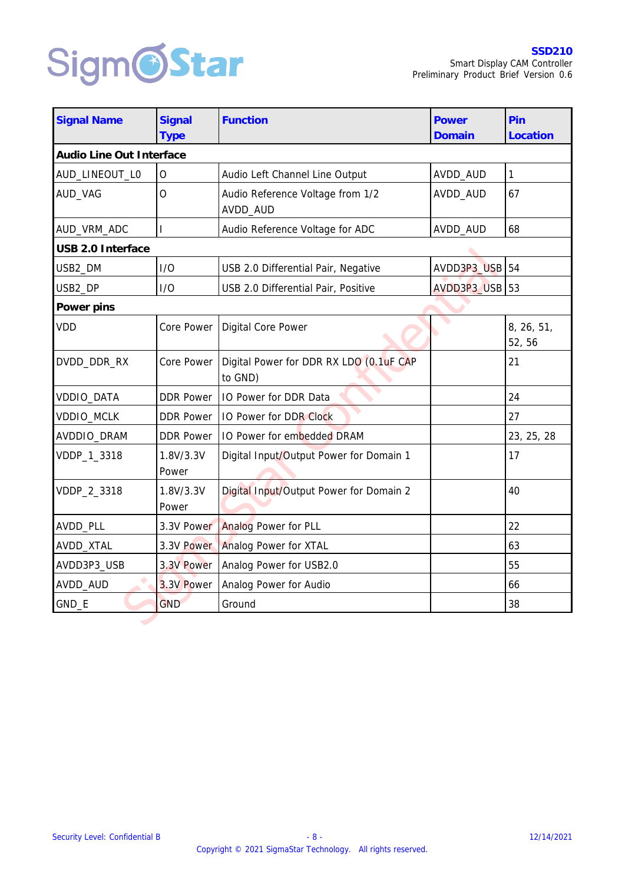| Signal Name | Signal Type | Function | Power Domain | Pin Location |
|---|---|---|---|---|
| **Audio Line Out Interface** | | | | |
| AUD_LINEOUT_L0 | O | Audio Left Channel Line Output | AVDD_AUD | 1 |
| AUD_VAG | O | Audio Reference Voltage from 1/2 AVDD_AUD | AVDD_AUD | 67 |
| AUD_VRM_ADC | I | Audio Reference Voltage for ADC | AVDD_AUD | 68 |
| **USB 2.0 Interface** | | | | |
| USB2_DM | I/O | USB 2.0 Differential Pair, Negative | AVDD3P3_USB | 54 |
| USB2_DP | I/O | USB 2.0 Differential Pair, Positive | AVDD3P3_USB | 53 |
| **Power pins** | | | | |
| VDD | Core Power | Digital Core Power | | 8, 26, 51, 52, 56 |
| DVDD_DDR_RX | Core Power | Digital Power for DDR RX LDO (0.1uF CAP to GND) | | 21 |
| VDDIO_DATA | DDR Power | IO Power for DDR Data | | 24 |
| VDDIO_MCLK | DDR Power | IO Power for DDR Clock | | 27 |
| AVDDIO_DRAM | DDR Power | IO Power for embedded DRAM | | 23, 25, 28 |
| VDDP_1_3318 | 1.8V/3.3V Power | Digital Input/Output Power for Domain 1 | | 17 |
| VDDP_2_3318 | 1.8V/3.3V Power | Digital Input/Output Power for Domain 2 | | 40 |
| AVDD_PLL | 3.3V Power | Analog Power for PLL | | 22 |
| AVDD_XTAL | 3.3V Power | Analog Power for XTAL | | 63 |
| AVDD3P3_USB | 3.3V Power | Analog Power for USB2.0 | | 55 |
| AVDD_AUD | 3.3V Power | Analog Power for Audio | | 66 |
| GND_E | GND | Ground | | 38 |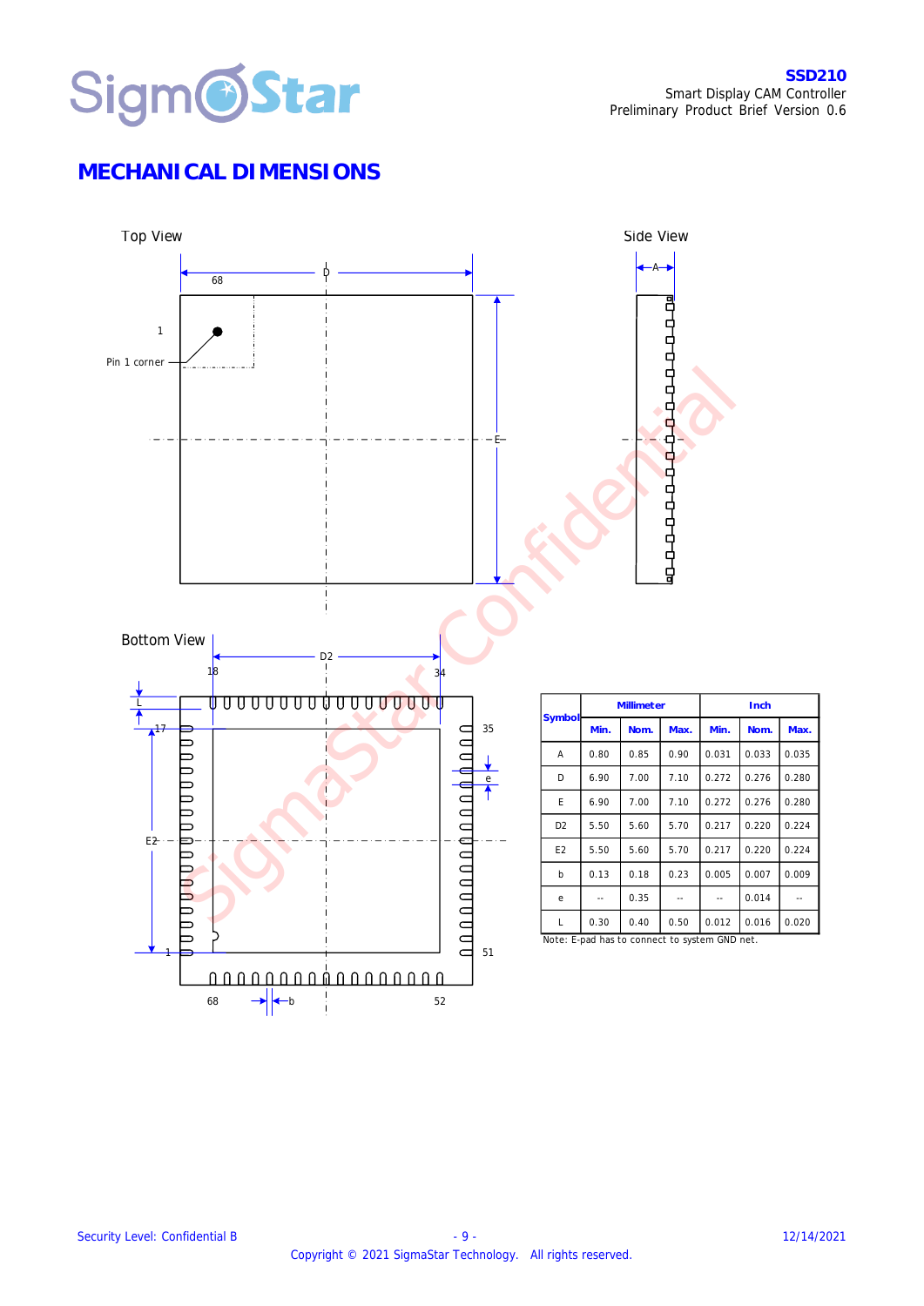# MECHANICAL DIMENSIONS

Top View

Side View

Bottom View

| Symbol | Millimeter | | | Inch | | |
|---|---|---|---|---|---|---|
| | Min. | Nom. | Max. | Min. | Nom. | Max. |
| A | 0.80 | 0.85 | 0.90 | 0.031 | 0.033 | 0.035 |
| D | 6.90 | 7.00 | 7.10 | 0.272 | 0.276 | 0.280 |
| E | 6.90 | 7.00 | 7.10 | 0.272 | 0.276 | 0.280 |
| D2 | 5.50 | 5.60 | 5.70 | 0.217 | 0.220 | 0.224 |
| E2 | 5.50 | 5.60 | 5.70 | 0.217 | 0.220 | 0.224 |
| b | 0.13 | 0.18 | 0.23 | 0.005 | 0.007 | 0.009 |
| e | -- | 0.35 | -- | -- | 0.014 | -- |
| L | 0.30 | 0.40 | 0.50 | 0.012 | 0.016 | 0.020 |

Note: E-pad has to connect to system GND net.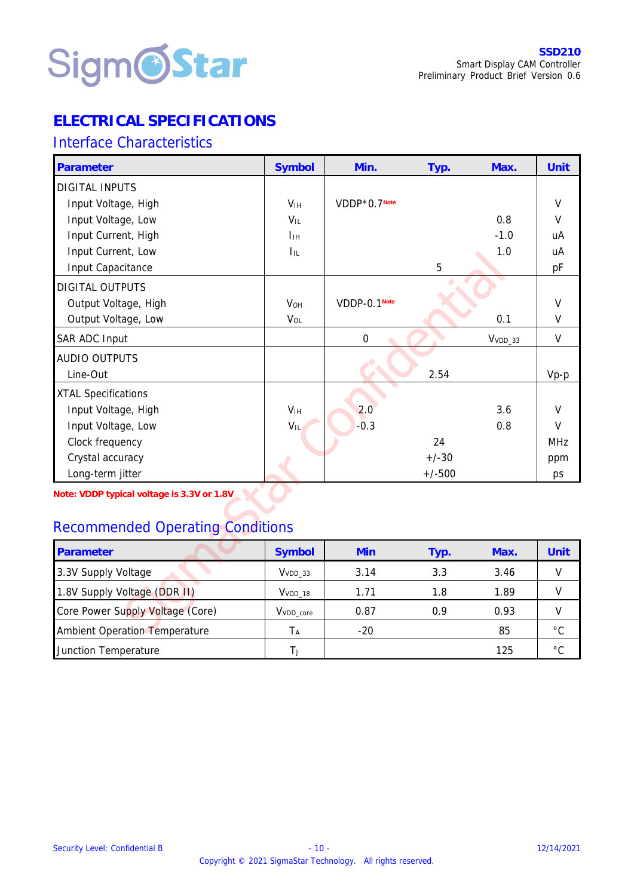# ELECTRICAL SPECIFICATIONS

## Interface Characteristics

| Parameter | Symbol | Min. | Typ. | Max. | Unit |
|---|---|---|---|---|---|
| DIGITAL INPUTS | | | | | |
| Input Voltage, High | $V_{IH}$ | VDDP*0.7[Note] | | | V |
| Input Voltage, Low | $V_{IL}$ | | | 0.8 | V |
| Input Current, High | $I_{IH}$ | | | -1.0 | uA |
| Input Current, Low | $I_{IL}$ | | | 1.0 | uA |
| Input Capacitance | | | 5 | | pF |
| DIGITAL OUTPUTS | | | | | |
| Output Voltage, High | $V_{OH}$ | VDDP-0.1[Note] | | | V |
| Output Voltage, Low | $V_{OL}$ | | | 0.1 | V |
| SAR ADC Input | | 0 | | $V_{VDD\_33}$ | V |
| AUDIO OUTPUTS | | | | | |
| Line-Out | | | 2.54 | | Vp-p |
| XTAL Specifications | | | | | |
| Input Voltage, High | $V_{IH}$ | 2.0 | | 3.6 | V |
| Input Voltage, Low | $V_{IL}$ | -0.3 | | 0.8 | V |
| Clock frequency | | | 24 | | MHz |
| Crystal accuracy | | | +/-30 | | ppm |
| Long-term jitter | | | +/-500 | | ps |

**Note: VDDP typical voltage is 3.3V or 1.8V**

## Recommended Operating Conditions

| Parameter | Symbol | Min | Typ. | Max. | Unit |
|---|---|---|---|---|---|
| 3.3V Supply Voltage | $V_{VDD\_33}$ | 3.14 | 3.3 | 3.46 | V |
| 1.8V Supply Voltage (DDR II) | $V_{VDD\_18}$ | 1.71 | 1.8 | 1.89 | V |
| Core Power Supply Voltage (Core) | $V_{VDD\_core}$ | 0.87 | 0.9 | 0.93 | V |
| Ambient Operation Temperature | $T_A$ | -20 | | 85 | °C |
| Junction Temperature | $T_J$ | | | 125 | °C |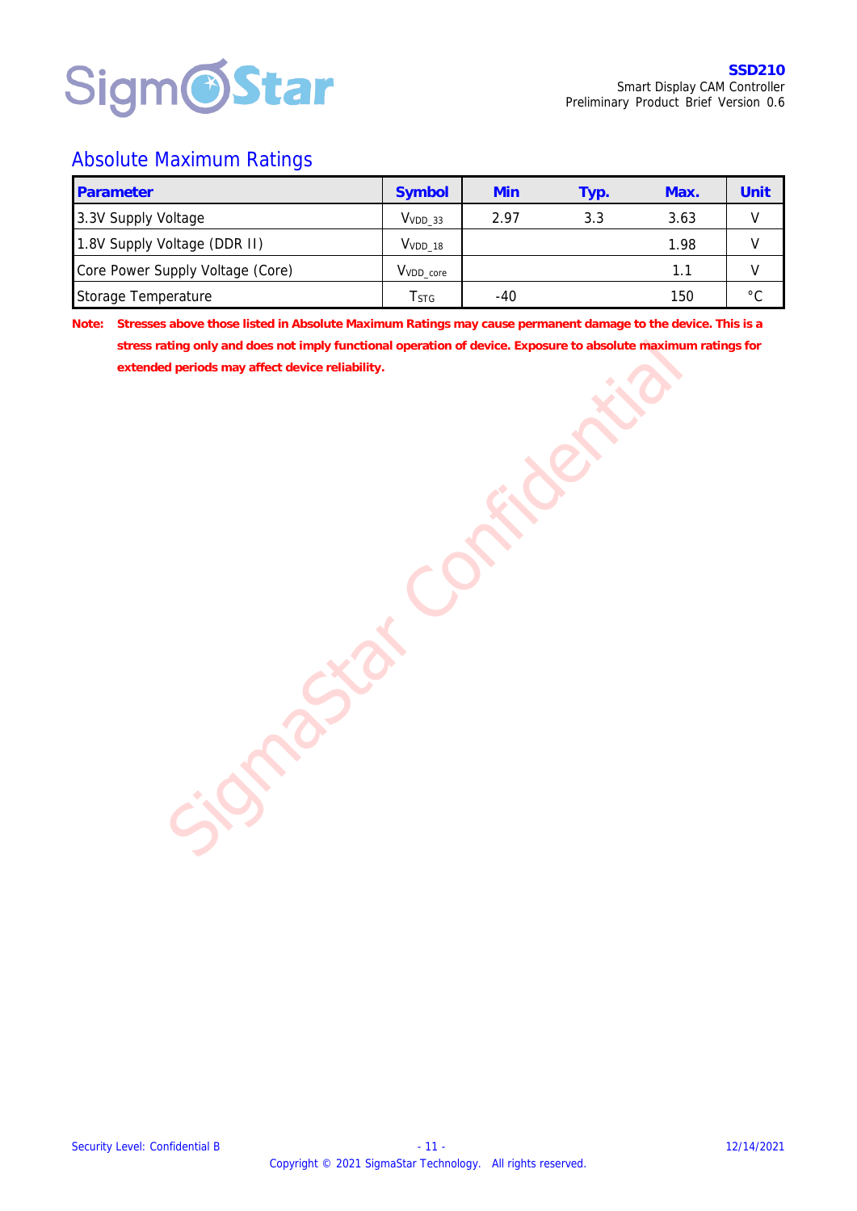## Absolute Maximum Ratings

| Parameter | Symbol | Min | Typ. | Max. | Unit |
|---|---|---|---|---|---|
| 3.3V Supply Voltage | $V_{VDD\_33}$ | 2.97 | 3.3 | 3.63 | V |
| 1.8V Supply Voltage (DDR II) | $V_{VDD\_18}$ | | | 1.98 | V |
| Core Power Supply Voltage (Core) | $V_{VDD\_core}$ | | | 1.1 | V |
| Storage Temperature | $T_{STG}$ | -40 | | 150 | °C |

**Note: Stresses above those listed in Absolute Maximum Ratings may cause permanent damage to the device. This is a stress rating only and does not imply functional operation of device. Exposure to absolute maximum ratings for extended periods may affect device reliability.**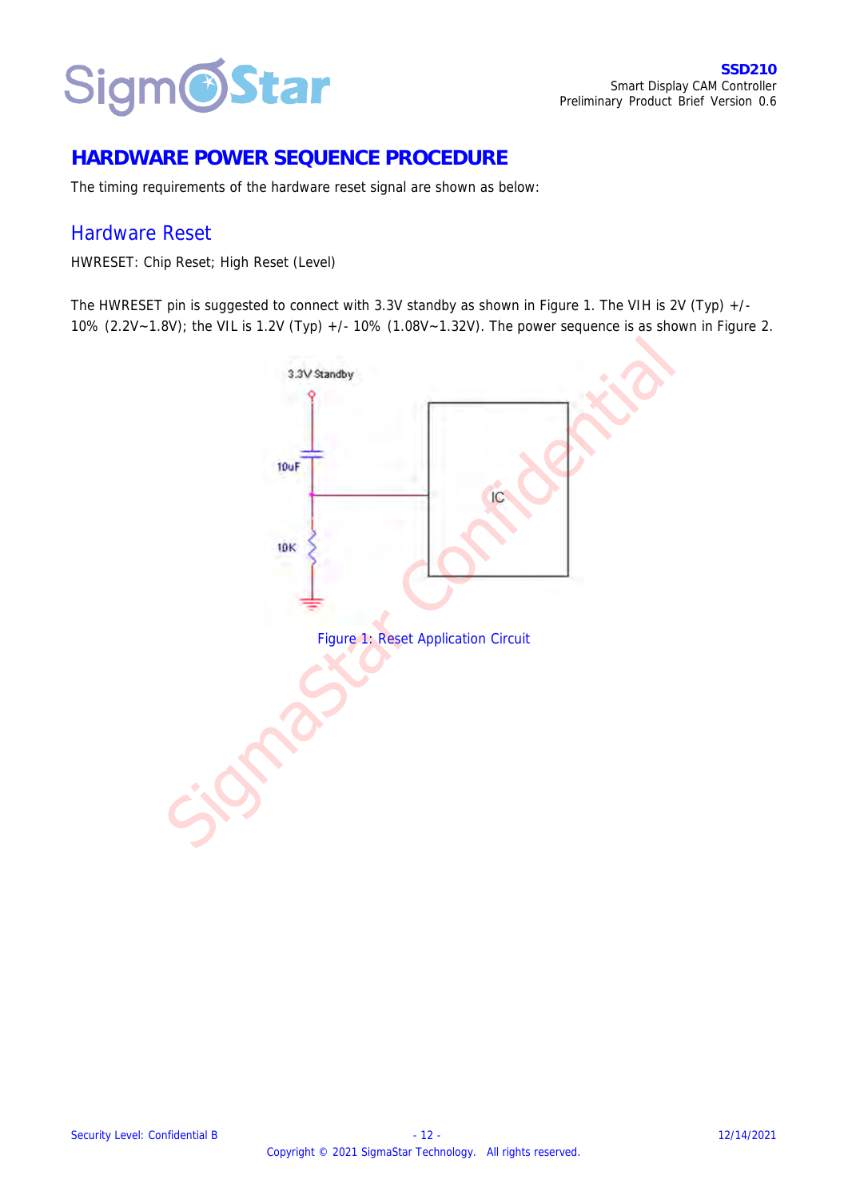# HARDWARE POWER SEQUENCE PROCEDURE

The timing requirements of the hardware reset signal are shown as below:

## Hardware Reset

HWRESET: Chip Reset; High Reset (Level)

The HWRESET pin is suggested to connect with 3.3V standby as shown in Figure 1. The VIH is 2V (Typ) +/- 10% (2.2V~1.8V); the VIL is 1.2V (Typ) +/- 10% (1.08V~1.32V). The power sequence is as shown in Figure 2.

Figure 1: Reset Application Circuit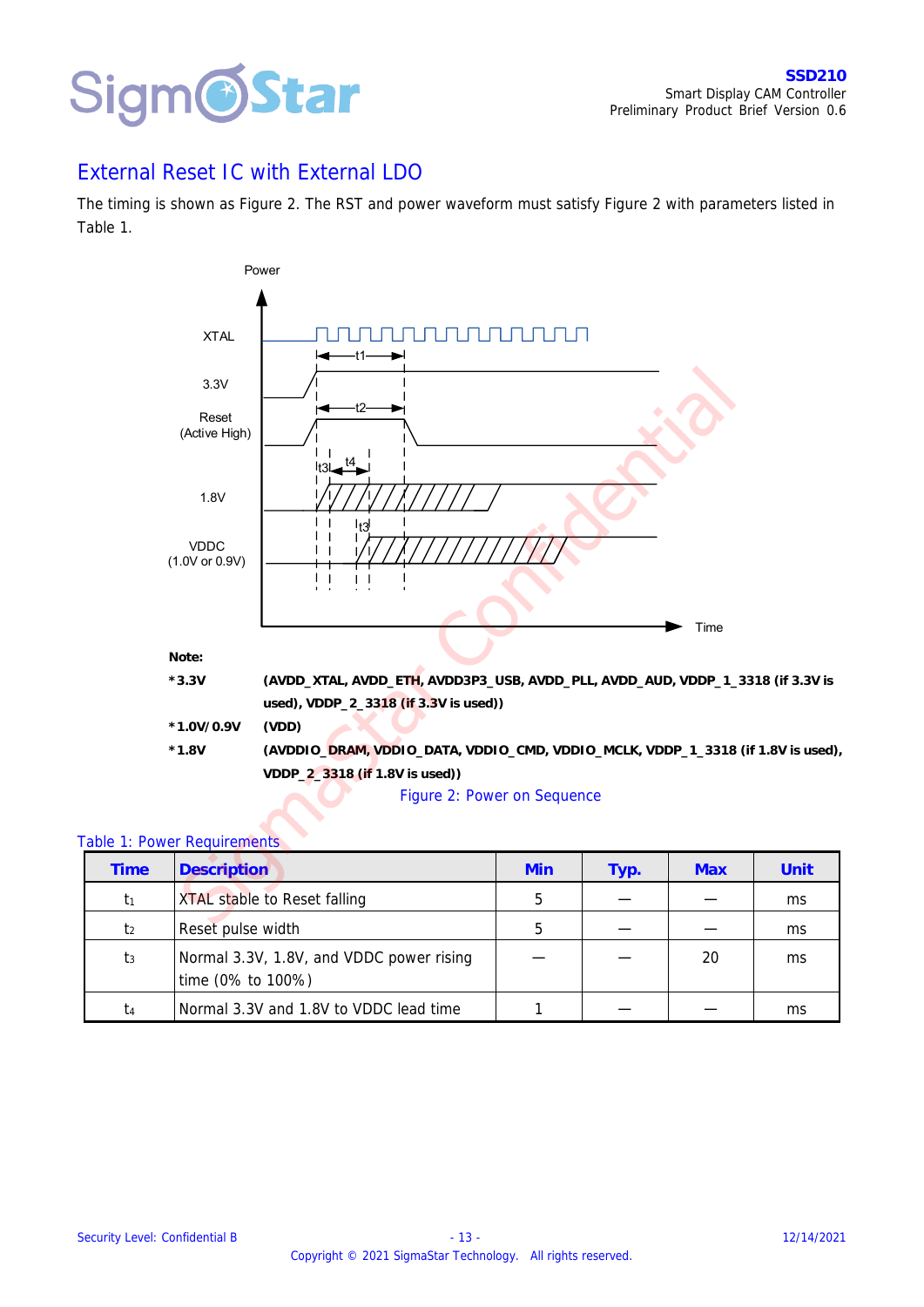## External Reset IC with External LDO

The timing is shown as Figure 2. The RST and power waveform must satisfy Figure 2 with parameters listed in Table 1.

**Note:**

| | |
|---|---|
| ***3.3V** | **(AVDD_XTAL, AVDD_ETH, AVDD3P3_USB, AVDD_PLL, AVDD_AUD, VDDP_1_3318 (if 3.3V is used), VDDP_2_3318 (if 3.3V is used))** |
| ***1.0V/0.9V** | **(VDD)** |
| ***1.8V** | **(AVDDIO_DRAM, VDDIO_DATA, VDDIO_CMD, VDDIO_MCLK, VDDP_1_3318 (if 1.8V is used), VDDP_2_3318 (if 1.8V is used))** |

Figure 2: Power on Sequence

Table 1: Power Requirements

| Time | Description | Min | Typ. | Max | Unit |
|---|---|---|---|---|---|
| $t_1$ | XTAL stable to Reset falling | 5 | — | — | ms |
| $t_2$ | Reset pulse width | 5 | — | — | ms |
| $t_3$ | Normal 3.3V, 1.8V, and VDDC power rising time (0% to 100%) | — | — | 20 | ms |
| $t_4$ | Normal 3.3V and 1.8V to VDDC lead time | 1 | — | — | ms |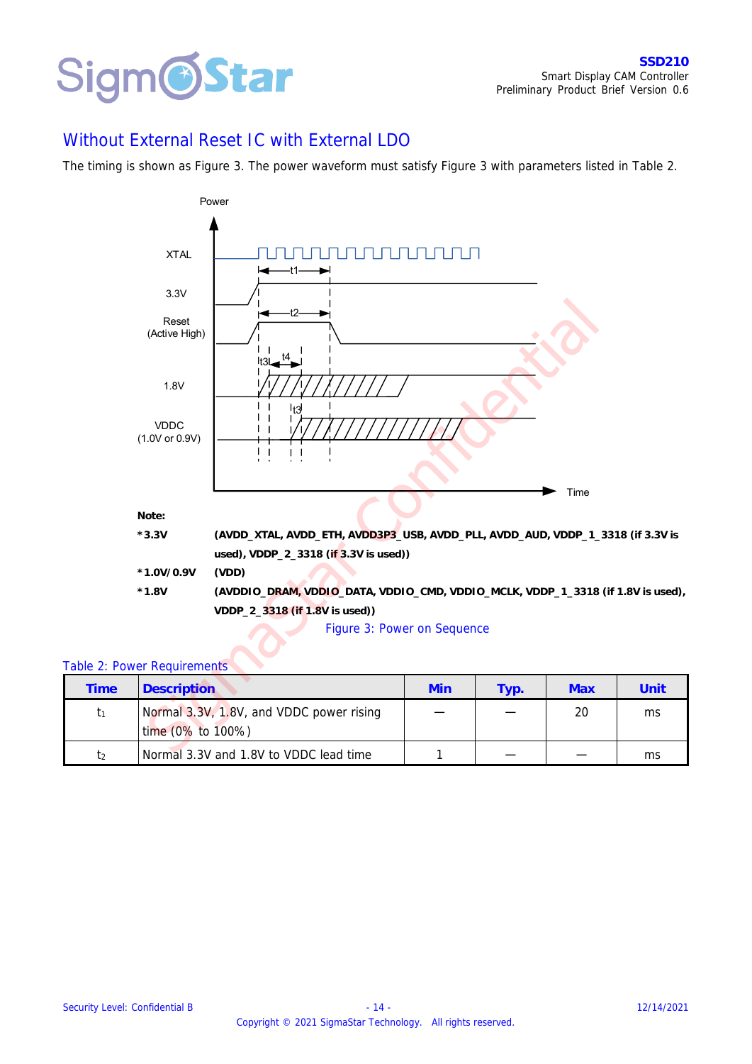## Without External Reset IC with External LDO

The timing is shown as Figure 3. The power waveform must satisfy Figure 3 with parameters listed in Table 2.

**Note:**

**\*3.3V** **(AVDD_XTAL, AVDD_ETH, AVDD3P3_USB, AVDD_PLL, AVDD_AUD, VDDP_1_3318 (if 3.3V is used), VDDP_2_3318 (if 3.3V is used))**

**\*1.0V/0.9V** **(VDD)**

**\*1.8V** **(AVDDIO_DRAM, VDDIO_DATA, VDDIO_CMD, VDDIO_MCLK, VDDP_1_3318 (if 1.8V is used), VDDP_2_3318 (if 1.8V is used))**

Figure 3: Power on Sequence

Table 2: Power Requirements

| Time | Description | Min | Typ. | Max | Unit |
|---|---|---|---|---|---|
| $t_1$ | Normal 3.3V, 1.8V, and VDDC power rising time (0% to 100%) | — | — | 20 | ms |
| $t_2$ | Normal 3.3V and 1.8V to VDDC lead time | 1 | — | — | ms |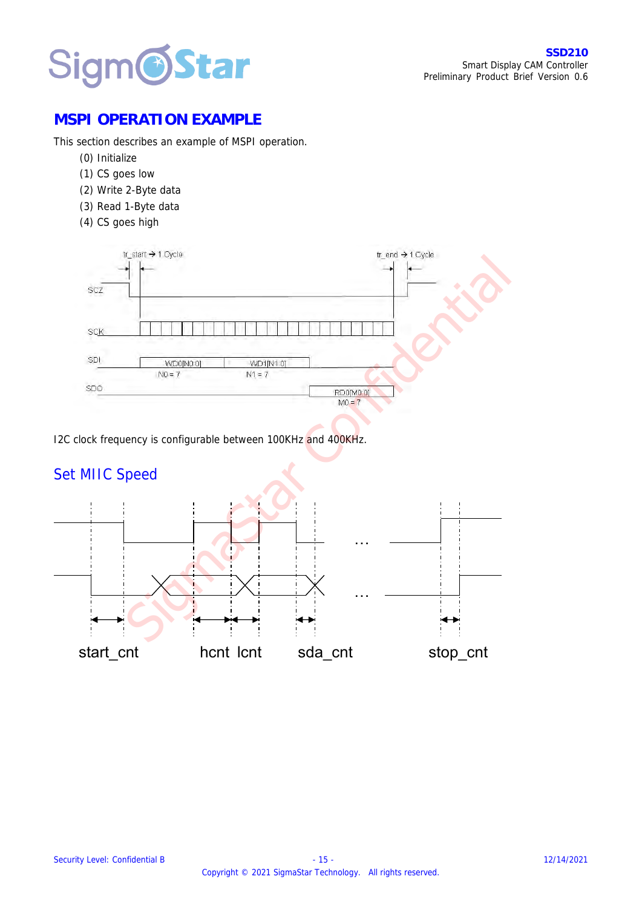## MSPI OPERATION EXAMPLE

This section describes an example of MSPI operation.

(0) Initialize
(1) CS goes low
(2) Write 2-Byte data
(3) Read 1-Byte data
(4) CS goes high

tr_start → 1 Cycle    tr_end → 1 Cycle

SCZ

SCK

SDI    WD0[N0:0]    WD1[N1:0]
N0 = 7    N1 = 7

SDO    RD0[M0:0]
M0 = 7

I2C clock frequency is configurable between 100KHz and 400KHz.

### Set MIIC Speed

start_cnt    hcnt  lcnt    sda_cnt    stop_cnt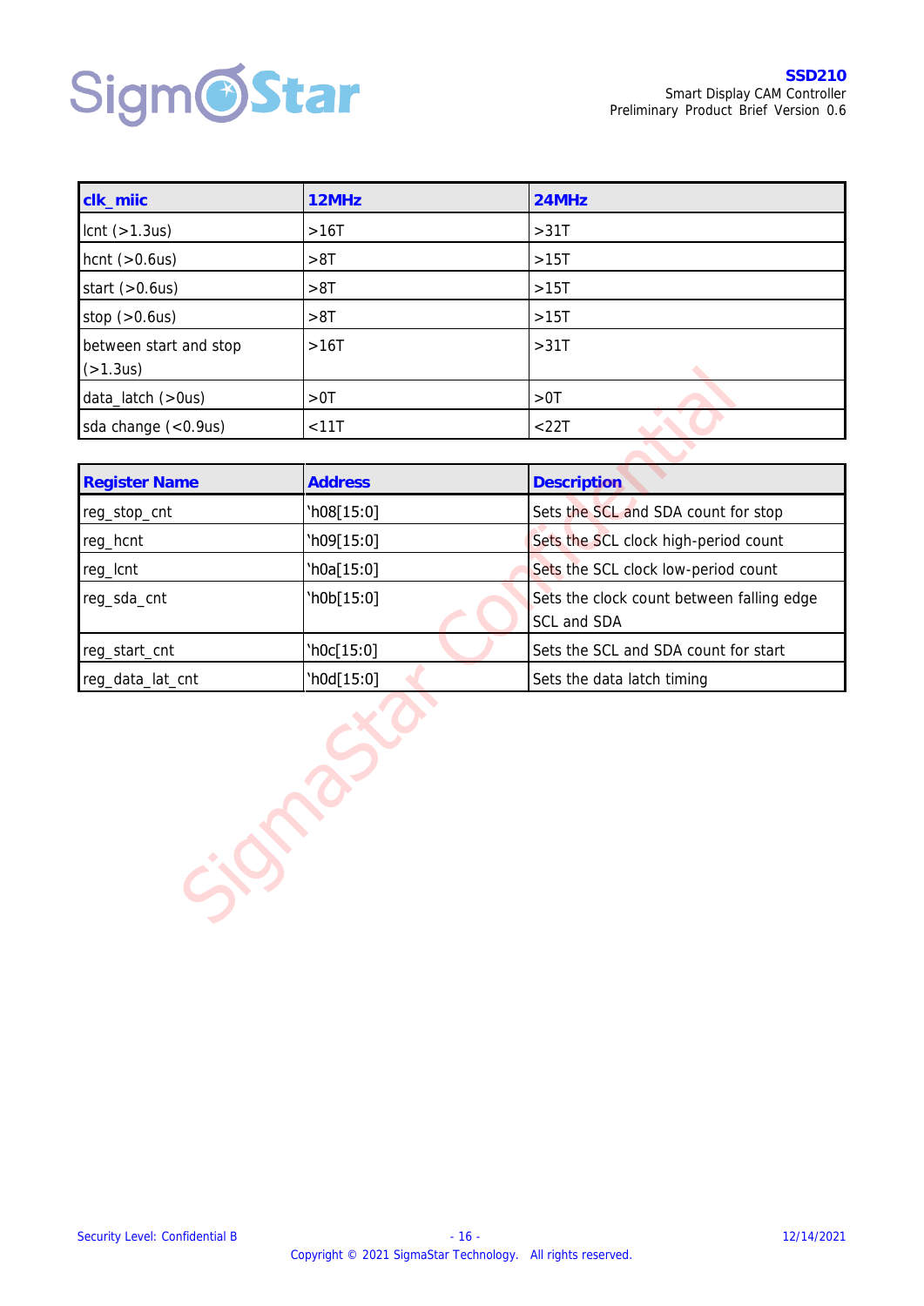| clk_miic | 12MHz | 24MHz |
|---|---|---|
| lcnt (>1.3us) | >16T | >31T |
| hcnt (>0.6us) | >8T | >15T |
| start (>0.6us) | >8T | >15T |
| stop (>0.6us) | >8T | >15T |
| between start and stop (>1.3us) | >16T | >31T |
| data_latch (>0us) | >0T | >0T |
| sda change (<0.9us) | <11T | <22T |

| Register Name | Address | Description |
|---|---|---|
| reg_stop_cnt | 'h08[15:0] | Sets the SCL and SDA count for stop |
| reg_hcnt | 'h09[15:0] | Sets the SCL clock high-period count |
| reg_lcnt | 'h0a[15:0] | Sets the SCL clock low-period count |
| reg_sda_cnt | 'h0b[15:0] | Sets the clock count between falling edge SCL and SDA |
| reg_start_cnt | 'h0c[15:0] | Sets the SCL and SDA count for start |
| reg_data_lat_cnt | 'h0d[15:0] | Sets the data latch timing |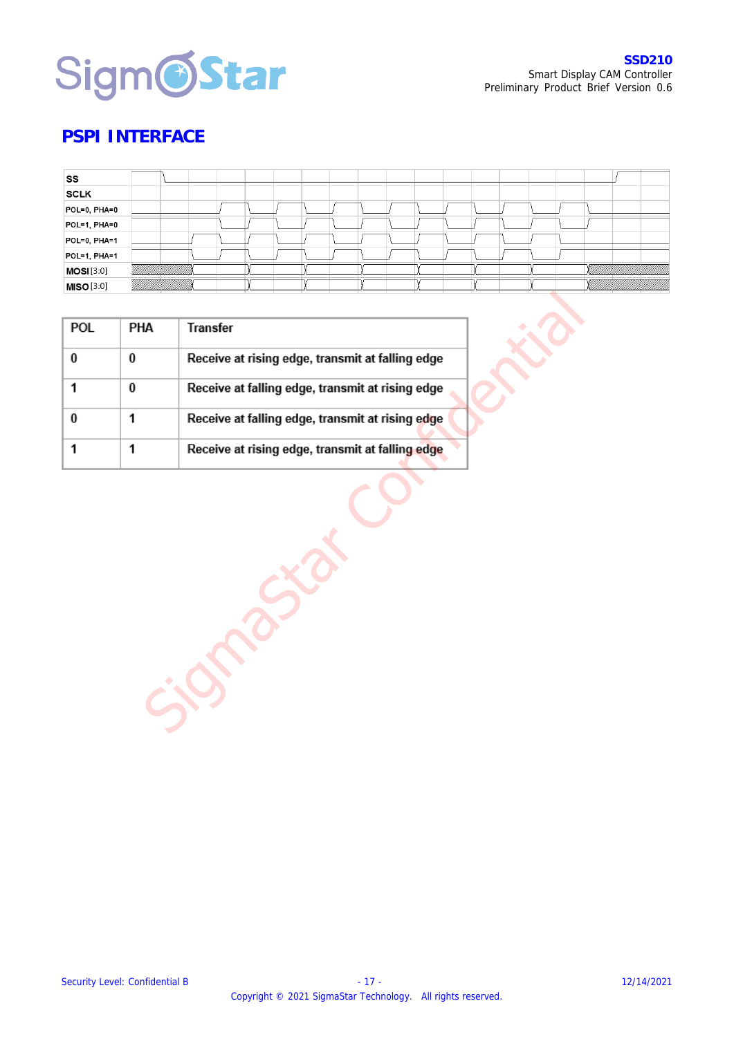## PSPI INTERFACE

| SS |
|---|
| SCLK |
| POL=0, PHA=0 |
| POL=1, PHA=0 |
| POL=0, PHA=1 |
| POL=1, PHA=1 |
| MOSI [3:0] |
| MISO [3:0] |

| POL | PHA | Transfer |
|---|---|---|
| 0 | 0 | Receive at rising edge, transmit at falling edge |
| 1 | 0 | Receive at falling edge, transmit at rising edge |
| 0 | 1 | Receive at falling edge, transmit at rising edge |
| 1 | 1 | Receive at rising edge, transmit at falling edge |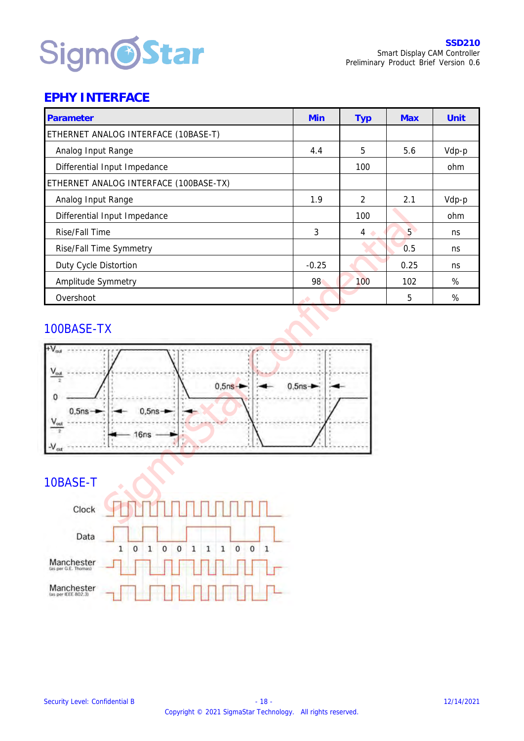## EPHY INTERFACE

| Parameter | Min | Typ | Max | Unit |
|---|---|---|---|---|
| ETHERNET ANALOG INTERFACE (10BASE-T) | | | | |
| Analog Input Range | 4.4 | 5 | 5.6 | Vdp-p |
| Differential Input Impedance | | 100 | | ohm |
| ETHERNET ANALOG INTERFACE (100BASE-TX) | | | | |
| Analog Input Range | 1.9 | 2 | 2.1 | Vdp-p |
| Differential Input Impedance | | 100 | | ohm |
| Rise/Fall Time | 3 | 4 | 5 | ns |
| Rise/Fall Time Symmetry | | | 0.5 | ns |
| Duty Cycle Distortion | -0.25 | | 0.25 | ns |
| Amplitude Symmetry | 98 | 100 | 102 | % |
| Overshoot | | | 5 | % |

### 100BASE-TX

### 10BASE-T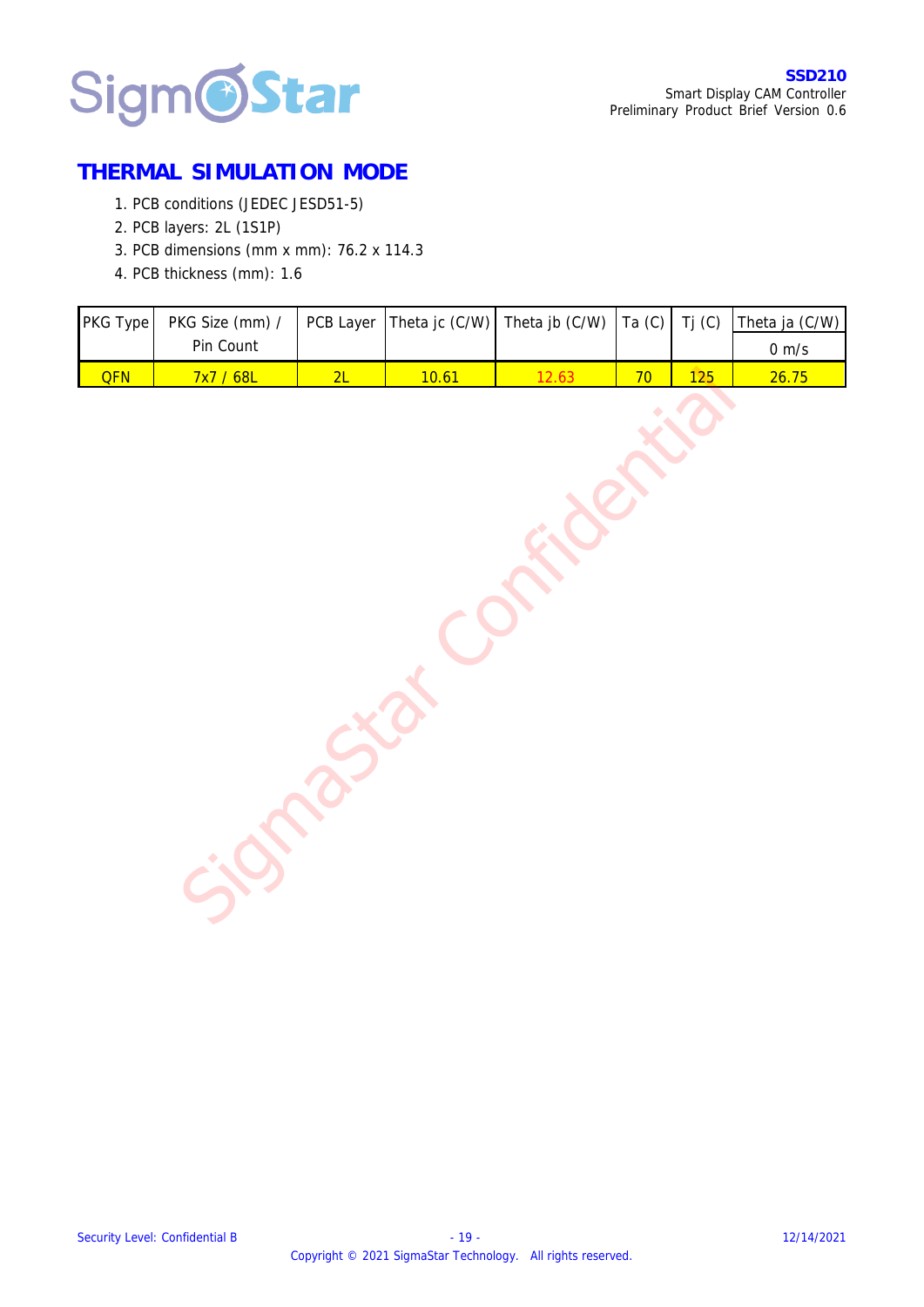## THERMAL SIMULATION MODE

1. PCB conditions (JEDEC JESD51-5)
2. PCB layers: 2L (1S1P)
3. PCB dimensions (mm x mm): 76.2 x 114.3
4. PCB thickness (mm): 1.6

| PKG Type | PKG Size (mm) / Pin Count | PCB Layer | Theta jc (C/W) | Theta jb (C/W) | Ta (C) | Tj (C) | Theta ja (C/W) |
|---|---|---|---|---|---|---|---|
| | | | | | | | 0 m/s |
| QFN | 7x7 / 68L | 2L | 10.61 | 12.63 | 70 | 125 | 26.75 |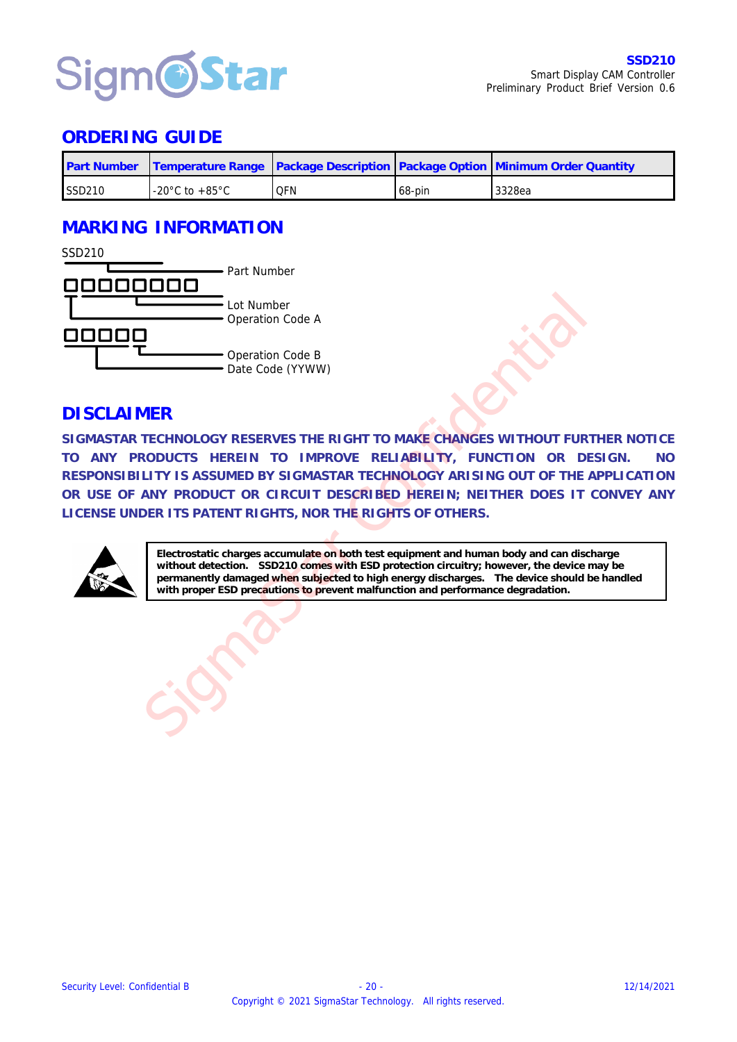## ORDERING GUIDE

| Part Number | Temperature Range | Package Description | Package Option | Minimum Order Quantity |
|---|---|---|---|---|
| SSD210 | -20°C to +85°C | QFN | 68-pin | 3328ea |

## MARKING INFORMATION

SSD210

- Part Number
- Lot Number
- Operation Code A
- Operation Code B
- Date Code (YYWW)

## DISCLAIMER

**SIGMASTAR TECHNOLOGY RESERVES THE RIGHT TO MAKE CHANGES WITHOUT FURTHER NOTICE TO ANY PRODUCTS HEREIN TO IMPROVE RELIABILITY, FUNCTION OR DESIGN. NO RESPONSIBILITY IS ASSUMED BY SIGMASTAR TECHNOLOGY ARISING OUT OF THE APPLICATION OR USE OF ANY PRODUCT OR CIRCUIT DESCRIBED HEREIN; NEITHER DOES IT CONVEY ANY LICENSE UNDER ITS PATENT RIGHTS, NOR THE RIGHTS OF OTHERS.**

**Electrostatic charges accumulate on both test equipment and human body and can discharge without detection. SSD210 comes with ESD protection circuitry; however, the device may be permanently damaged when subjected to high energy discharges. The device should be handled with proper ESD precautions to prevent malfunction and performance degradation.**